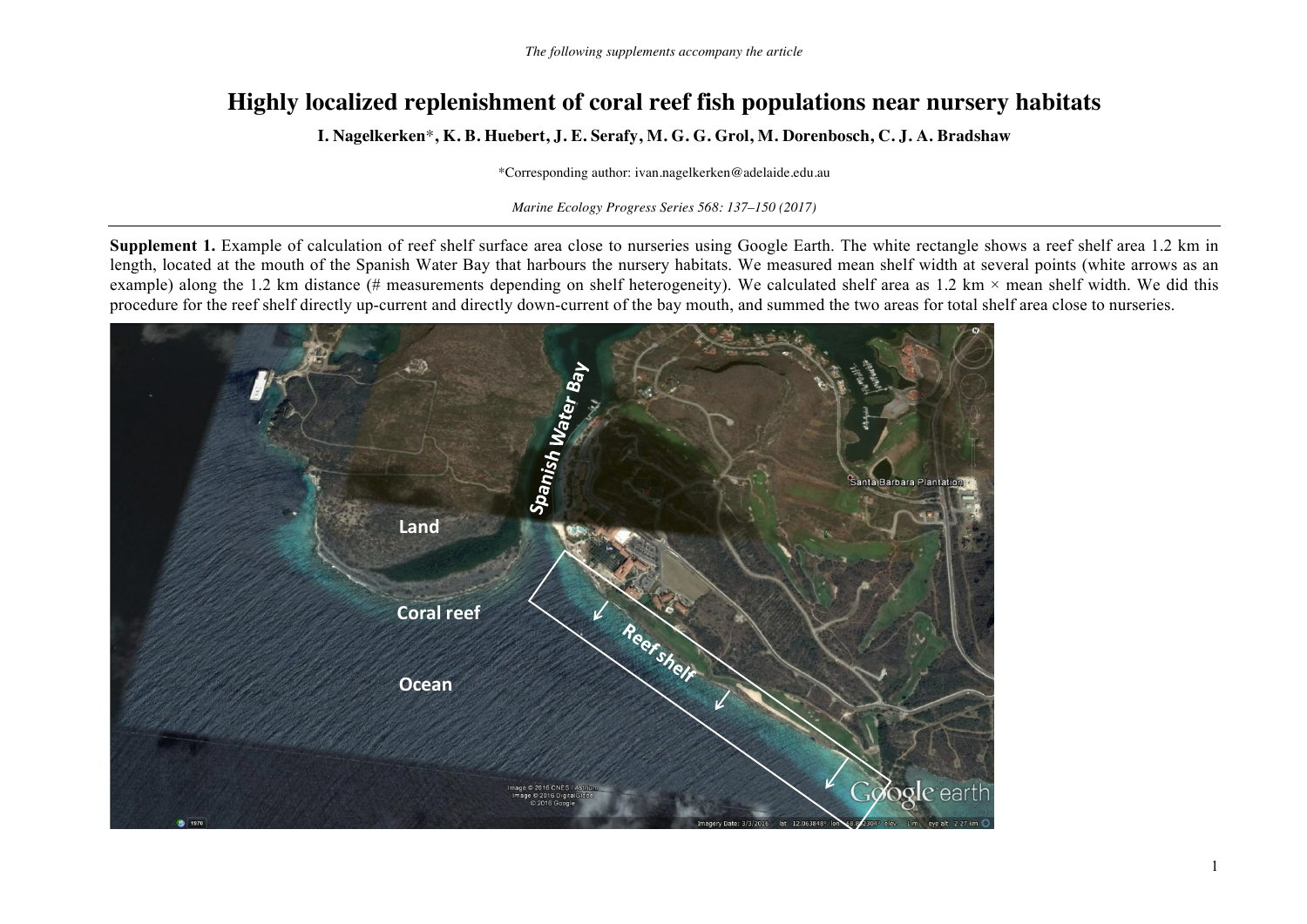*The following supplements accompany the article*

# Highly localized replenishment of coral reef fish populations near nursery habitats

**I. Nagelkerken\*, K. B. Huebert, J. E. Serafy, M. G. G. Grol, M. Dorenbosch, C. J. A. Bradshaw**

\*Corresponding author: ivan.nagelkerken@adelaide.edu.au

*Marine Ecology Progress Series 568: 137–150 (2017)*

---

**Supplement 1.** Example of calculation of reef shelf surface area close to nurseries using Google Earth. The white rectangle shows a reef shelf area 1.2 km in length, located at the mouth of the Spanish Water Bay that harbours the nursery habitats. We measured mean shelf width at several points (white arrows as an example) along the 1.2 km distance (# measurements depending on shelf heterogeneity). We calculated shelf area as 1.2 km × mean shelf width. We did this procedure for the reef shelf directly up-current and directly down-current of the bay mouth, and summed the two areas for total shelf area close to nurseries.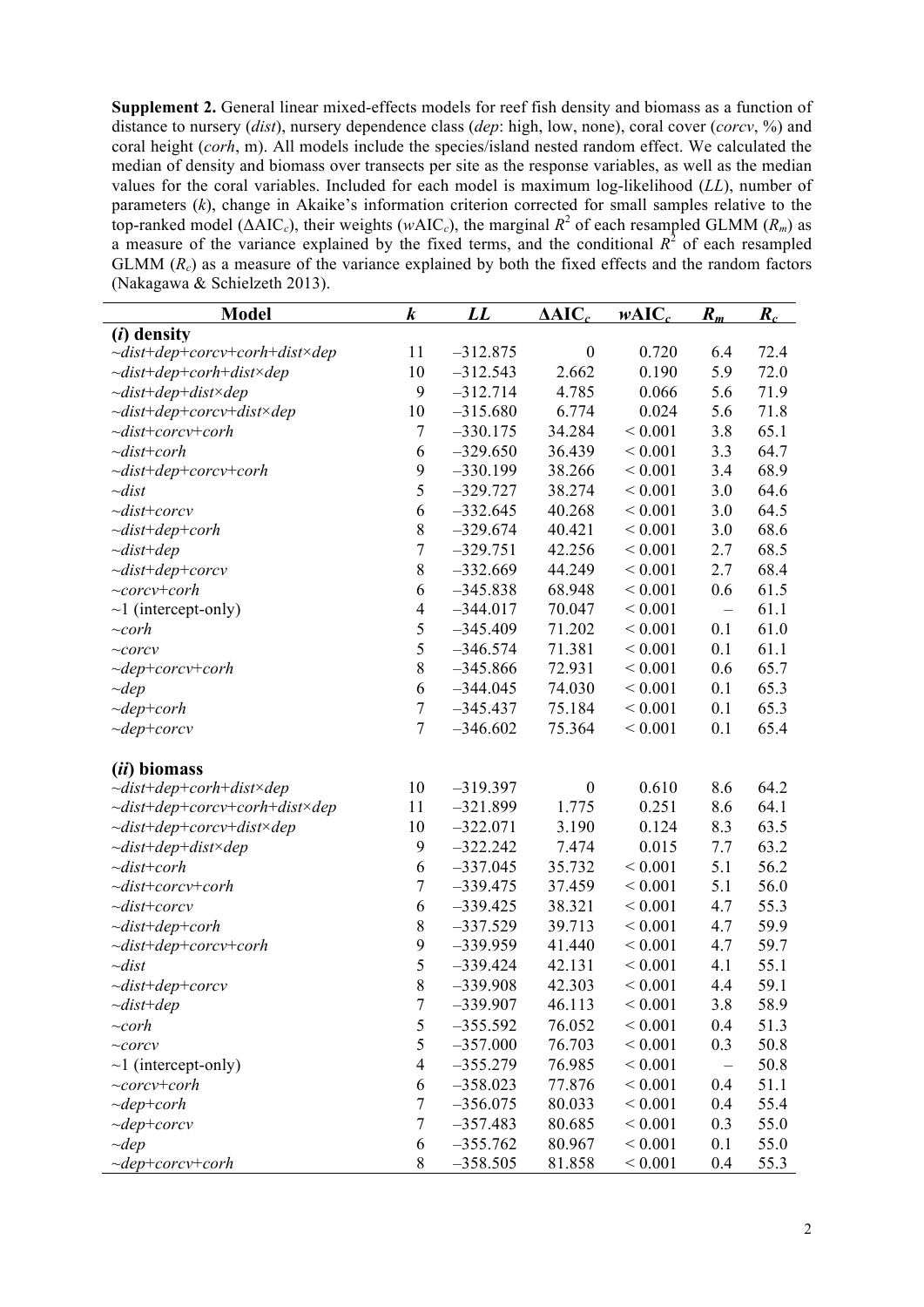**Supplement 2.** General linear mixed-effects models for reef fish density and biomass as a function of distance to nursery (*dist*), nursery dependence class (*dep*: high, low, none), coral cover (*corcv*, %) and coral height (*corh*, m). All models include the species/island nested random effect. We calculated the median of density and biomass over transects per site as the response variables, as well as the median values for the coral variables. Included for each model is maximum log-likelihood (*LL*), number of parameters (*k*), change in Akaike's information criterion corrected for small samples relative to the top-ranked model ($\Delta AIC_c$), their weights ($wAIC_c$), the marginal $R^2$ of each resampled GLMM ($R_m$) as a measure of the variance explained by the fixed terms, and the conditional $R^2$ of each resampled GLMM ($R_c$) as a measure of the variance explained by both the fixed effects and the random factors (Nakagawa & Schielzeth 2013).

| Model | $k$ | $LL$ | $\Delta AIC_c$ | $wAIC_c$ | $R_m$ | $R_c$ |
|---|---|---|---|---|---|---|
| **(*i*) density** | | | | | | |
| ~*dist*+*dep*+*corcv*+*corh*+*dist*×*dep* | 11 | –312.875 | 0 | 0.720 | 6.4 | 72.4 |
| ~*dist*+*dep*+*corh*+*dist*×*dep* | 10 | –312.543 | 2.662 | 0.190 | 5.9 | 72.0 |
| ~*dist*+*dep*+*dist*×*dep* | 9 | –312.714 | 4.785 | 0.066 | 5.6 | 71.9 |
| ~*dist*+*dep*+*corcv*+*dist*×*dep* | 10 | –315.680 | 6.774 | 0.024 | 5.6 | 71.8 |
| ~*dist*+*corcv*+*corh* | 7 | –330.175 | 34.284 | < 0.001 | 3.8 | 65.1 |
| ~*dist*+*corh* | 6 | –329.650 | 36.439 | < 0.001 | 3.3 | 64.7 |
| ~*dist*+*dep*+*corcv*+*corh* | 9 | –330.199 | 38.266 | < 0.001 | 3.4 | 68.9 |
| ~*dist* | 5 | –329.727 | 38.274 | < 0.001 | 3.0 | 64.6 |
| ~*dist*+*corcv* | 6 | –332.645 | 40.268 | < 0.001 | 3.0 | 64.5 |
| ~*dist*+*dep*+*corh* | 8 | –329.674 | 40.421 | < 0.001 | 3.0 | 68.6 |
| ~*dist*+*dep* | 7 | –329.751 | 42.256 | < 0.001 | 2.7 | 68.5 |
| ~*dist*+*dep*+*corcv* | 8 | –332.669 | 44.249 | < 0.001 | 2.7 | 68.4 |
| ~*corcv*+*corh* | 6 | –345.838 | 68.948 | < 0.001 | 0.6 | 61.5 |
| ~1 (intercept-only) | 4 | –344.017 | 70.047 | < 0.001 | – | 61.1 |
| ~*corh* | 5 | –345.409 | 71.202 | < 0.001 | 0.1 | 61.0 |
| ~*corcv* | 5 | –346.574 | 71.381 | < 0.001 | 0.1 | 61.1 |
| ~*dep*+*corcv*+*corh* | 8 | –345.866 | 72.931 | < 0.001 | 0.6 | 65.7 |
| ~*dep* | 6 | –344.045 | 74.030 | < 0.001 | 0.1 | 65.3 |
| ~*dep*+*corh* | 7 | –345.437 | 75.184 | < 0.001 | 0.1 | 65.3 |
| ~*dep*+*corcv* | 7 | –346.602 | 75.364 | < 0.001 | 0.1 | 65.4 |
| | | | | | | |
| **(*ii*) biomass** | | | | | | |
| ~*dist*+*dep*+*corh*+*dist*×*dep* | 10 | –319.397 | 0 | 0.610 | 8.6 | 64.2 |
| ~*dist*+*dep*+*corcv*+*corh*+*dist*×*dep* | 11 | –321.899 | 1.775 | 0.251 | 8.6 | 64.1 |
| ~*dist*+*dep*+*corcv*+*dist*×*dep* | 10 | –322.071 | 3.190 | 0.124 | 8.3 | 63.5 |
| ~*dist*+*dep*+*dist*×*dep* | 9 | –322.242 | 7.474 | 0.015 | 7.7 | 63.2 |
| ~*dist*+*corh* | 6 | –337.045 | 35.732 | < 0.001 | 5.1 | 56.2 |
| ~*dist*+*corcv*+*corh* | 7 | –339.475 | 37.459 | < 0.001 | 5.1 | 56.0 |
| ~*dist*+*corcv* | 6 | –339.425 | 38.321 | < 0.001 | 4.7 | 55.3 |
| ~*dist*+*dep*+*corh* | 8 | –337.529 | 39.713 | < 0.001 | 4.7 | 59.9 |
| ~*dist*+*dep*+*corcv*+*corh* | 9 | –339.959 | 41.440 | < 0.001 | 4.7 | 59.7 |
| ~*dist* | 5 | –339.424 | 42.131 | < 0.001 | 4.1 | 55.1 |
| ~*dist*+*dep*+*corcv* | 8 | –339.908 | 42.303 | < 0.001 | 4.4 | 59.1 |
| ~*dist*+*dep* | 7 | –339.907 | 46.113 | < 0.001 | 3.8 | 58.9 |
| ~*corh* | 5 | –355.592 | 76.052 | < 0.001 | 0.4 | 51.3 |
| ~*corcv* | 5 | –357.000 | 76.703 | < 0.001 | 0.3 | 50.8 |
| ~1 (intercept-only) | 4 | –355.279 | 76.985 | < 0.001 | – | 50.8 |
| ~*corcv*+*corh* | 6 | –358.023 | 77.876 | < 0.001 | 0.4 | 51.1 |
| ~*dep*+*corh* | 7 | –356.075 | 80.033 | < 0.001 | 0.4 | 55.4 |
| ~*dep*+*corcv* | 7 | –357.483 | 80.685 | < 0.001 | 0.3 | 55.0 |
| ~*dep* | 6 | –355.762 | 80.967 | < 0.001 | 0.1 | 55.0 |
| ~*dep*+*corcv*+*corh* | 8 | –358.505 | 81.858 | < 0.001 | 0.4 | 55.3 |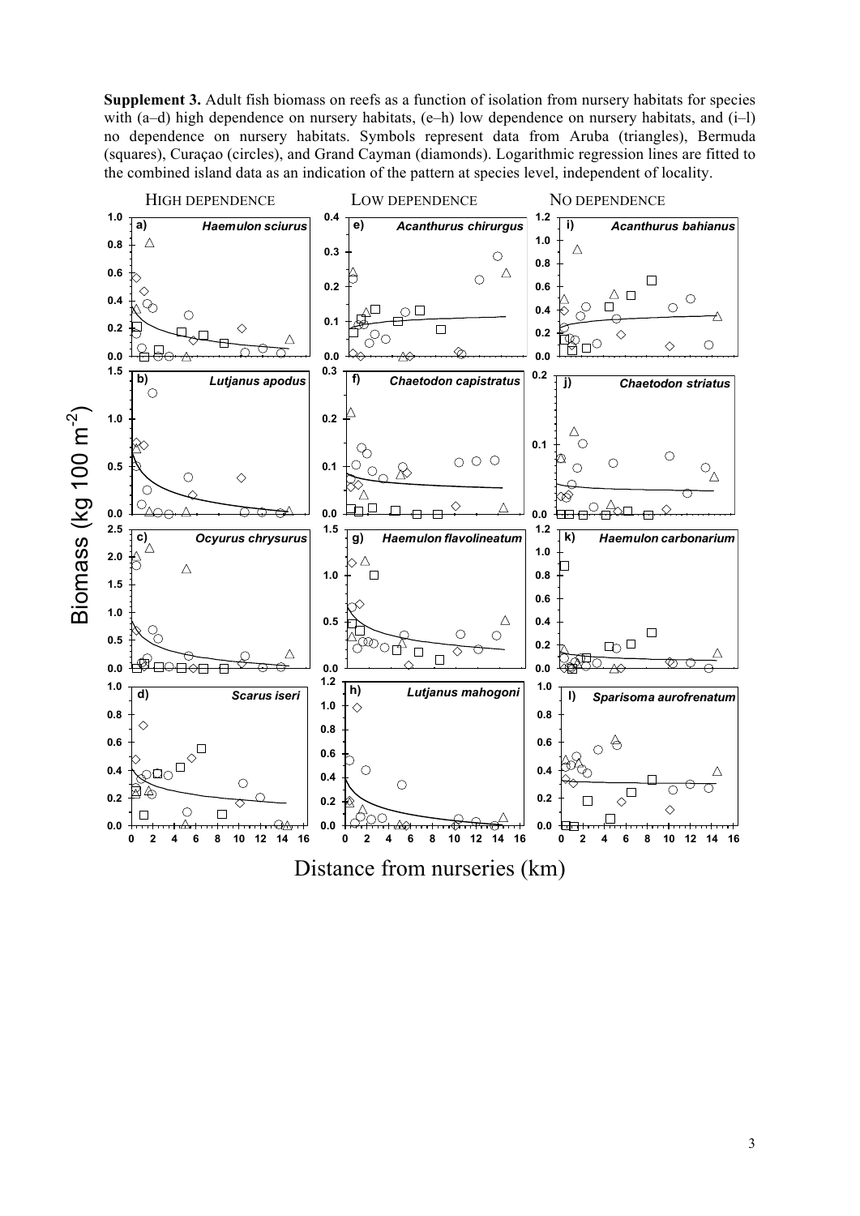**Supplement 3.** Adult fish biomass on reefs as a function of isolation from nursery habitats for species with (a–d) high dependence on nursery habitats, (e–h) low dependence on nursery habitats, and (i–l) no dependence on nursery habitats. Symbols represent data from Aruba (triangles), Bermuda (squares), Curaçao (circles), and Grand Cayman (diamonds). Logarithmic regression lines are fitted to the combined island data as an indication of the pattern at species level, independent of locality.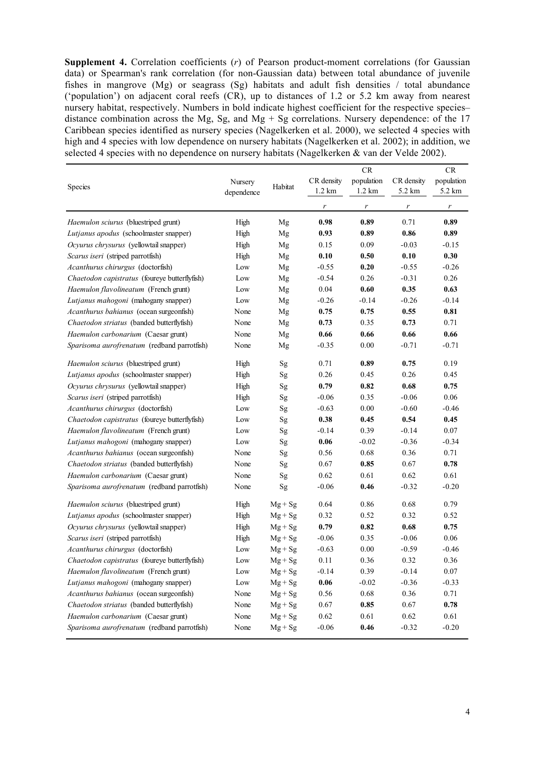**Supplement 4.** Correlation coefficients ($r$) of Pearson product-moment correlations (for Gaussian data) or Spearman's rank correlation (for non-Gaussian data) between total abundance of juvenile fishes in mangrove (Mg) or seagrass (Sg) habitats and adult fish densities / total abundance ('population') on adjacent coral reefs (CR), up to distances of 1.2 or 5.2 km away from nearest nursery habitat, respectively. Numbers in bold indicate highest coefficient for the respective species–distance combination across the Mg, Sg, and Mg + Sg correlations. Nursery dependence: of the 17 Caribbean species identified as nursery species (Nagelkerken et al. 2000), we selected 4 species with high and 4 species with low dependence on nursery habitats (Nagelkerken et al. 2002); in addition, we selected 4 species with no dependence on nursery habitats (Nagelkerken & van der Velde 2002).

| Species | Nursery dependence | Habitat | CR density 1.2 km | CR population 1.2 km | CR density 5.2 km | CR population 5.2 km |
|---|---|---|---|---|---|---|
| | | | $r$ | $r$ | $r$ | $r$ |
| *Haemulon sciurus* (bluestriped grunt) | High | Mg | **0.98** | **0.89** | 0.71 | **0.89** |
| *Lutjanus apodus* (schoolmaster snapper) | High | Mg | **0.93** | **0.89** | **0.86** | **0.89** |
| *Ocyurus chrysurus* (yellowtail snapper) | High | Mg | 0.15 | 0.09 | -0.03 | -0.15 |
| *Scarus iseri* (striped parrotfish) | High | Mg | **0.10** | **0.50** | **0.10** | **0.30** |
| *Acanthurus chirurgus* (doctorfish) | Low | Mg | -0.55 | **0.20** | -0.55 | -0.26 |
| *Chaetodon capistratus* (foureye butterflyfish) | Low | Mg | -0.54 | 0.26 | -0.31 | 0.26 |
| *Haemulon flavolineatum* (French grunt) | Low | Mg | 0.04 | **0.60** | **0.35** | **0.63** |
| *Lutjanus mahogoni* (mahogany snapper) | Low | Mg | -0.26 | -0.14 | -0.26 | -0.14 |
| *Acanthurus bahianus* (ocean surgeonfish) | None | Mg | **0.75** | **0.75** | **0.55** | **0.81** |
| *Chaetodon striatus* (banded butterflyfish) | None | Mg | **0.73** | 0.35 | **0.73** | 0.71 |
| *Haemulon carbonarium* (Caesar grunt) | None | Mg | **0.66** | **0.66** | **0.66** | **0.66** |
| *Sparisoma aurofrenatum* (redband parrotfish) | None | Mg | -0.35 | 0.00 | -0.71 | -0.71 |
| *Haemulon sciurus* (bluestriped grunt) | High | Sg | 0.71 | **0.89** | **0.75** | 0.19 |
| *Lutjanus apodus* (schoolmaster snapper) | High | Sg | 0.26 | 0.45 | 0.26 | 0.45 |
| *Ocyurus chrysurus* (yellowtail snapper) | High | Sg | **0.79** | **0.82** | **0.68** | **0.75** |
| *Scarus iseri* (striped parrotfish) | High | Sg | -0.06 | 0.35 | -0.06 | 0.06 |
| *Acanthurus chirurgus* (doctorfish) | Low | Sg | -0.63 | 0.00 | -0.60 | -0.46 |
| *Chaetodon capistratus* (foureye butterflyfish) | Low | Sg | **0.38** | **0.45** | **0.54** | **0.45** |
| *Haemulon flavolineatum* (French grunt) | Low | Sg | -0.14 | 0.39 | -0.14 | 0.07 |
| *Lutjanus mahogoni* (mahogany snapper) | Low | Sg | **0.06** | -0.02 | -0.36 | -0.34 |
| *Acanthurus bahianus* (ocean surgeonfish) | None | Sg | 0.56 | 0.68 | 0.36 | 0.71 |
| *Chaetodon striatus* (banded butterflyfish) | None | Sg | 0.67 | **0.85** | 0.67 | **0.78** |
| *Haemulon carbonarium* (Caesar grunt) | None | Sg | 0.62 | 0.61 | 0.62 | 0.61 |
| *Sparisoma aurofrenatum* (redband parrotfish) | None | Sg | -0.06 | **0.46** | -0.32 | -0.20 |
| *Haemulon sciurus* (bluestriped grunt) | High | Mg + Sg | 0.64 | 0.86 | 0.68 | 0.79 |
| *Lutjanus apodus* (schoolmaster snapper) | High | Mg + Sg | 0.32 | 0.52 | 0.32 | 0.52 |
| *Ocyurus chrysurus* (yellowtail snapper) | High | Mg + Sg | **0.79** | **0.82** | **0.68** | **0.75** |
| *Scarus iseri* (striped parrotfish) | High | Mg + Sg | -0.06 | 0.35 | -0.06 | 0.06 |
| *Acanthurus chirurgus* (doctorfish) | Low | Mg + Sg | -0.63 | 0.00 | -0.59 | -0.46 |
| *Chaetodon capistratus* (foureye butterflyfish) | Low | Mg + Sg | 0.11 | 0.36 | 0.32 | 0.36 |
| *Haemulon flavolineatum* (French grunt) | Low | Mg + Sg | -0.14 | 0.39 | -0.14 | 0.07 |
| *Lutjanus mahogoni* (mahogany snapper) | Low | Mg + Sg | **0.06** | -0.02 | -0.36 | -0.33 |
| *Acanthurus bahianus* (ocean surgeonfish) | None | Mg + Sg | 0.56 | 0.68 | 0.36 | 0.71 |
| *Chaetodon striatus* (banded butterflyfish) | None | Mg + Sg | 0.67 | **0.85** | 0.67 | **0.78** |
| *Haemulon carbonarium* (Caesar grunt) | None | Mg + Sg | 0.62 | 0.61 | 0.62 | 0.61 |
| *Sparisoma aurofrenatum* (redband parrotfish) | None | Mg + Sg | -0.06 | **0.46** | -0.32 | -0.20 |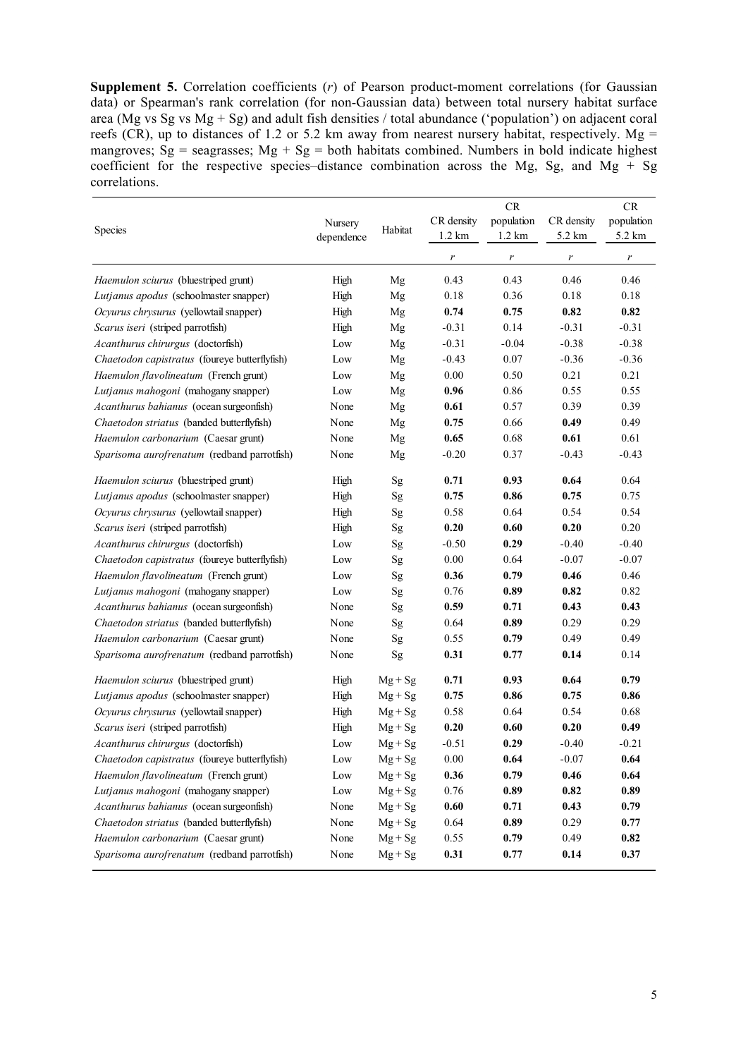**Supplement 5.** Correlation coefficients ($r$) of Pearson product-moment correlations (for Gaussian data) or Spearman's rank correlation (for non-Gaussian data) between total nursery habitat surface area (Mg vs Sg vs Mg + Sg) and adult fish densities / total abundance ('population') on adjacent coral reefs (CR), up to distances of 1.2 or 5.2 km away from nearest nursery habitat, respectively. Mg = mangroves; Sg = seagrasses; Mg + Sg = both habitats combined. Numbers in bold indicate highest coefficient for the respective species–distance combination across the Mg, Sg, and Mg + Sg correlations.

| Species | Nursery dependence | Habitat | CR density 1.2 km | CR population 1.2 km | CR density 5.2 km | CR population 5.2 km |
|---|---|---|---|---|---|---|
| | | | $r$ | $r$ | $r$ | $r$ |
| *Haemulon sciurus* (bluestriped grunt) | High | Mg | 0.43 | 0.43 | 0.46 | 0.46 |
| *Lutjanus apodus* (schoolmaster snapper) | High | Mg | 0.18 | 0.36 | 0.18 | 0.18 |
| *Ocyurus chrysurus* (yellowtail snapper) | High | Mg | **0.74** | **0.75** | **0.82** | **0.82** |
| *Scarus iseri* (striped parrotfish) | High | Mg | -0.31 | 0.14 | -0.31 | -0.31 |
| *Acanthurus chirurgus* (doctorfish) | Low | Mg | -0.31 | -0.04 | -0.38 | -0.38 |
| *Chaetodon capistratus* (foureye butterflyfish) | Low | Mg | -0.43 | 0.07 | -0.36 | -0.36 |
| *Haemulon flavolineatum* (French grunt) | Low | Mg | 0.00 | 0.50 | 0.21 | 0.21 |
| *Lutjanus mahogoni* (mahogany snapper) | Low | Mg | **0.96** | 0.86 | 0.55 | 0.55 |
| *Acanthurus bahianus* (ocean surgeonfish) | None | Mg | **0.61** | 0.57 | 0.39 | 0.39 |
| *Chaetodon striatus* (banded butterflyfish) | None | Mg | **0.75** | 0.66 | **0.49** | 0.49 |
| *Haemulon carbonarium* (Caesar grunt) | None | Mg | **0.65** | 0.68 | **0.61** | 0.61 |
| *Sparisoma aurofrenatum* (redband parrotfish) | None | Mg | -0.20 | 0.37 | -0.43 | -0.43 |
| *Haemulon sciurus* (bluestriped grunt) | High | Sg | **0.71** | **0.93** | **0.64** | 0.64 |
| *Lutjanus apodus* (schoolmaster snapper) | High | Sg | **0.75** | **0.86** | **0.75** | 0.75 |
| *Ocyurus chrysurus* (yellowtail snapper) | High | Sg | 0.58 | 0.64 | 0.54 | 0.54 |
| *Scarus iseri* (striped parrotfish) | High | Sg | **0.20** | **0.60** | **0.20** | 0.20 |
| *Acanthurus chirurgus* (doctorfish) | Low | Sg | -0.50 | **0.29** | -0.40 | -0.40 |
| *Chaetodon capistratus* (foureye butterflyfish) | Low | Sg | 0.00 | 0.64 | -0.07 | -0.07 |
| *Haemulon flavolineatum* (French grunt) | Low | Sg | **0.36** | **0.79** | **0.46** | 0.46 |
| *Lutjanus mahogoni* (mahogany snapper) | Low | Sg | 0.76 | **0.89** | **0.82** | 0.82 |
| *Acanthurus bahianus* (ocean surgeonfish) | None | Sg | **0.59** | **0.71** | **0.43** | **0.43** |
| *Chaetodon striatus* (banded butterflyfish) | None | Sg | 0.64 | **0.89** | 0.29 | 0.29 |
| *Haemulon carbonarium* (Caesar grunt) | None | Sg | 0.55 | **0.79** | 0.49 | 0.49 |
| *Sparisoma aurofrenatum* (redband parrotfish) | None | Sg | **0.31** | **0.77** | **0.14** | 0.14 |
| *Haemulon sciurus* (bluestriped grunt) | High | Mg + Sg | **0.71** | **0.93** | **0.64** | **0.79** |
| *Lutjanus apodus* (schoolmaster snapper) | High | Mg + Sg | **0.75** | **0.86** | **0.75** | **0.86** |
| *Ocyurus chrysurus* (yellowtail snapper) | High | Mg + Sg | 0.58 | 0.64 | 0.54 | 0.68 |
| *Scarus iseri* (striped parrotfish) | High | Mg + Sg | **0.20** | **0.60** | **0.20** | **0.49** |
| *Acanthurus chirurgus* (doctorfish) | Low | Mg + Sg | -0.51 | **0.29** | -0.40 | -0.21 |
| *Chaetodon capistratus* (foureye butterflyfish) | Low | Mg + Sg | 0.00 | **0.64** | -0.07 | **0.64** |
| *Haemulon flavolineatum* (French grunt) | Low | Mg + Sg | **0.36** | **0.79** | **0.46** | **0.64** |
| *Lutjanus mahogoni* (mahogany snapper) | Low | Mg + Sg | 0.76 | **0.89** | **0.82** | **0.89** |
| *Acanthurus bahianus* (ocean surgeonfish) | None | Mg + Sg | **0.60** | **0.71** | **0.43** | **0.79** |
| *Chaetodon striatus* (banded butterflyfish) | None | Mg + Sg | 0.64 | **0.89** | 0.29 | **0.77** |
| *Haemulon carbonarium* (Caesar grunt) | None | Mg + Sg | 0.55 | **0.79** | 0.49 | **0.82** |
| *Sparisoma aurofrenatum* (redband parrotfish) | None | Mg + Sg | **0.31** | **0.77** | **0.14** | **0.37** |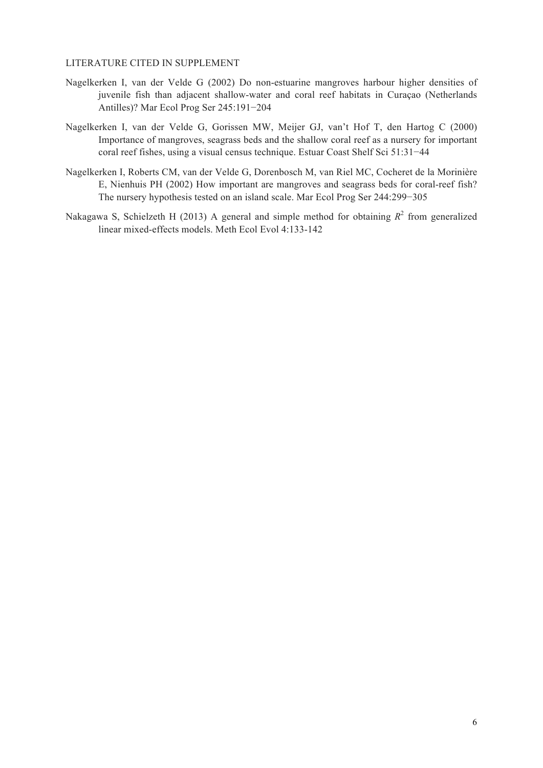LITERATURE CITED IN SUPPLEMENT

Nagelkerken I, van der Velde G (2002) Do non-estuarine mangroves harbour higher densities of juvenile fish than adjacent shallow-water and coral reef habitats in Curaçao (Netherlands Antilles)? Mar Ecol Prog Ser 245:191−204

Nagelkerken I, van der Velde G, Gorissen MW, Meijer GJ, van't Hof T, den Hartog C (2000) Importance of mangroves, seagrass beds and the shallow coral reef as a nursery for important coral reef fishes, using a visual census technique. Estuar Coast Shelf Sci 51:31−44

Nagelkerken I, Roberts CM, van der Velde G, Dorenbosch M, van Riel MC, Cocheret de la Morinière E, Nienhuis PH (2002) How important are mangroves and seagrass beds for coral-reef fish? The nursery hypothesis tested on an island scale. Mar Ecol Prog Ser 244:299−305

Nakagawa S, Schielzeth H (2013) A general and simple method for obtaining $R^2$ from generalized linear mixed-effects models. Meth Ecol Evol 4:133-142